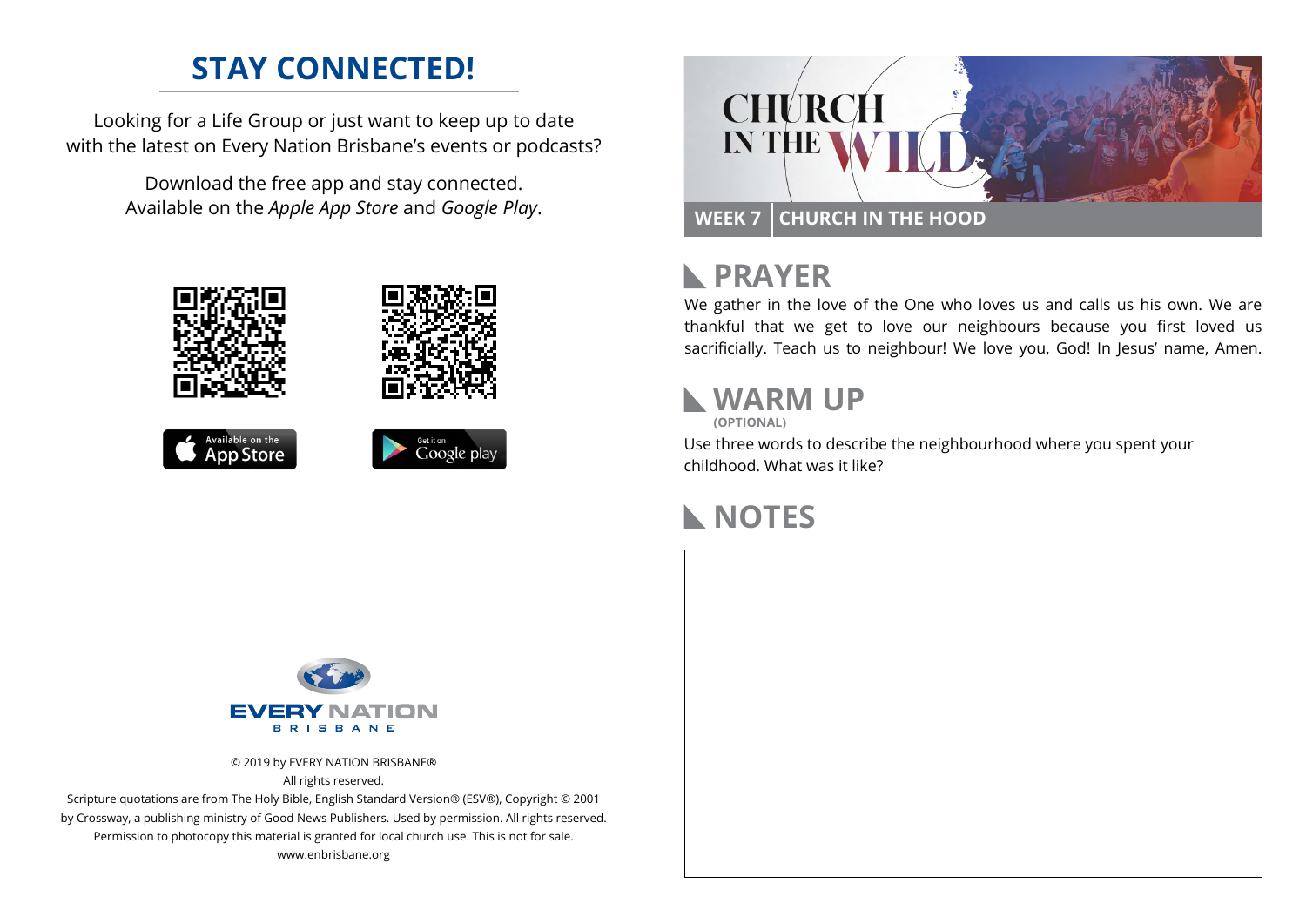## STAY CONNECTED!

Looking for a Life Group or just want to keep up to date with the latest on Every Nation Brisbane's events or podcasts?

Download the free app and stay connected. Available on the *Apple App Store* and *Google Play*.

Available on the App Store

Get it on Google play

EVERY NATION BRISBANE

© 2019 by EVERY NATION BRISBANE®
All rights reserved.
Scripture quotations are from The Holy Bible, English Standard Version® (ESV®), Copyright © 2001 by Crossway, a publishing ministry of Good News Publishers. Used by permission. All rights reserved.
Permission to photocopy this material is granted for local church use. This is not for sale.
www.enbrisbane.org

# CHURCH IN THE WILD

**WEEK 7 | CHURCH IN THE HOOD**

## PRAYER

We gather in the love of the One who loves us and calls us his own. We are thankful that we get to love our neighbours because you first loved us sacrificially. Teach us to neighbour! We love you, God! In Jesus' name, Amen.

## WARM UP

**(OPTIONAL)**

Use three words to describe the neighbourhood where you spent your childhood. What was it like?

## NOTES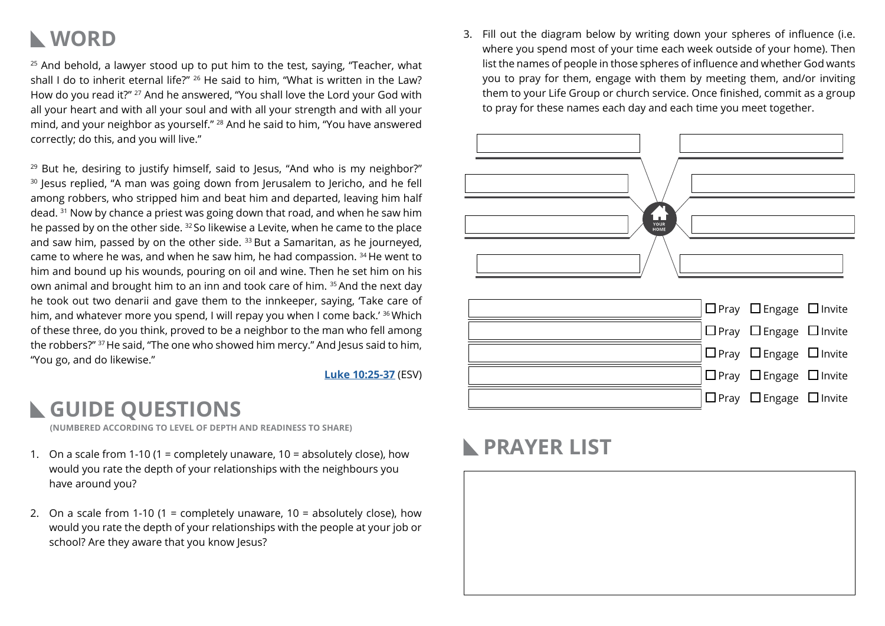## WORD

[25] And behold, a lawyer stood up to put him to the test, saying, "Teacher, what shall I do to inherit eternal life?" [26] He said to him, "What is written in the Law? How do you read it?" [27] And he answered, "You shall love the Lord your God with all your heart and with all your soul and with all your strength and with all your mind, and your neighbor as yourself." [28] And he said to him, "You have answered correctly; do this, and you will live."

[29] But he, desiring to justify himself, said to Jesus, "And who is my neighbor?" [30] Jesus replied, "A man was going down from Jerusalem to Jericho, and he fell among robbers, who stripped him and beat him and departed, leaving him half dead. [31] Now by chance a priest was going down that road, and when he saw him he passed by on the other side. [32] So likewise a Levite, when he came to the place and saw him, passed by on the other side. [33] But a Samaritan, as he journeyed, came to where he was, and when he saw him, he had compassion. [34] He went to him and bound up his wounds, pouring on oil and wine. Then he set him on his own animal and brought him to an inn and took care of him. [35] And the next day he took out two denarii and gave them to the innkeeper, saying, 'Take care of him, and whatever more you spend, I will repay you when I come back.' [36] Which of these three, do you think, proved to be a neighbor to the man who fell among the robbers?" [37] He said, "The one who showed him mercy." And Jesus said to him, "You go, and do likewise."

**Luke 10:25-37** (ESV)

## GUIDE QUESTIONS

**(NUMBERED ACCORDING TO LEVEL OF DEPTH AND READINESS TO SHARE)**

1. On a scale from 1-10 (1 = completely unaware, 10 = absolutely close), how would you rate the depth of your relationships with the neighbours you have around you?

2. On a scale from 1-10 (1 = completely unaware, 10 = absolutely close), how would you rate the depth of your relationships with the people at your job or school? Are they aware that you know Jesus?

3. Fill out the diagram below by writing down your spheres of influence (i.e. where you spend most of your time each week outside of your home). Then list the names of people in those spheres of influence and whether God wants you to pray for them, engage with them by meeting them, and/or inviting them to your Life Group or church service. Once finished, commit as a group to pray for these names each day and each time you meet together.

YOUR HOME

| | | | |
|---|---|---|---|
| | ☐ Pray | ☐ Engage | ☐ Invite |
| | ☐ Pray | ☐ Engage | ☐ Invite |
| | ☐ Pray | ☐ Engage | ☐ Invite |
| | ☐ Pray | ☐ Engage | ☐ Invite |
| | ☐ Pray | ☐ Engage | ☐ Invite |

## PRAYER LIST